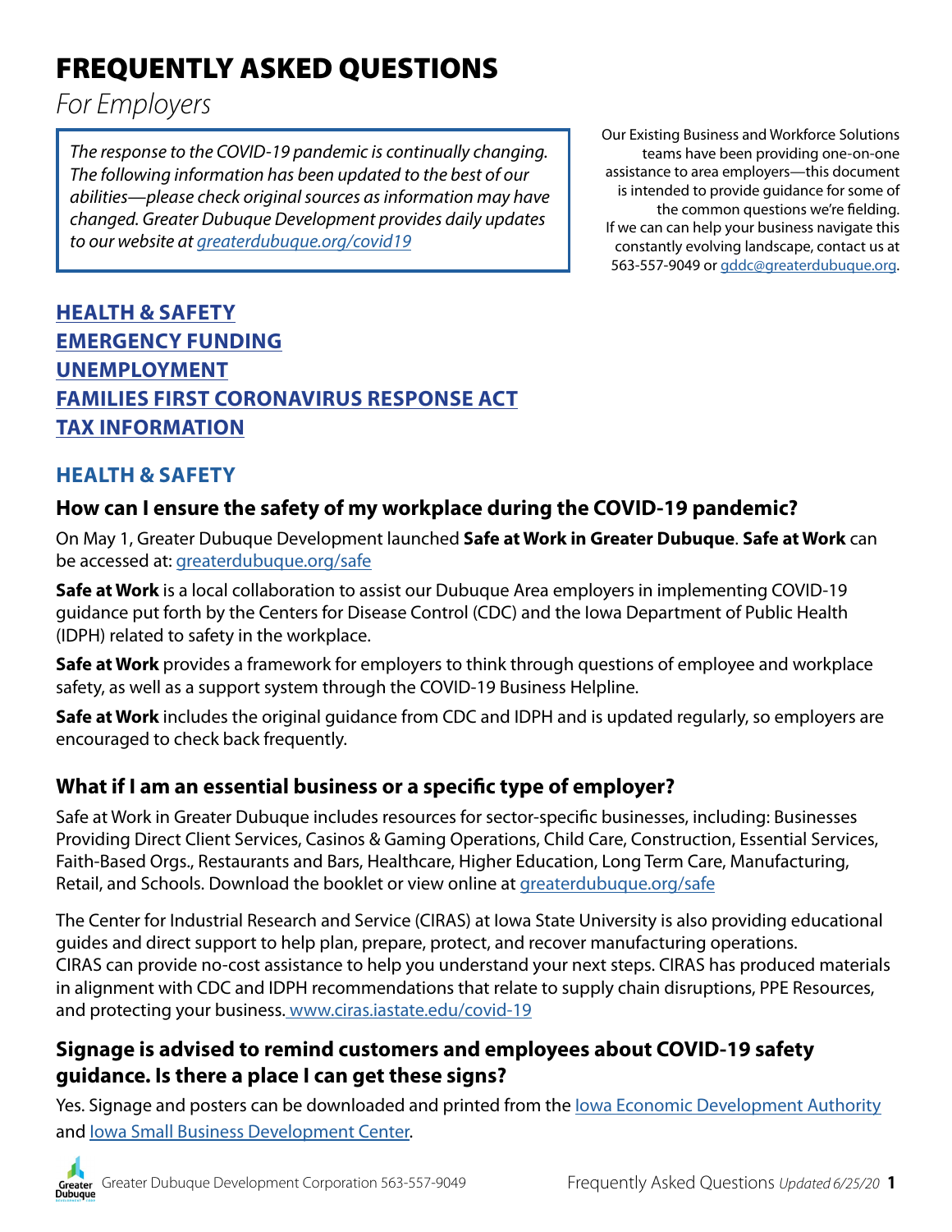# FREQUENTLY ASKED QUESTIONS

*For Employers*

*The response to the COVID-19 pandemic is continually changing. The following information has been updated to the best of our abilities—please check original sources as information may have changed. Greater Dubuque Development provides daily updates to our website at greaterdubuque.org/covid19*

Our Existing Business and Workforce Solutions teams have been providing one-on-one assistance to area employers—this document is intended to provide guidance for some of the common questions we're fielding. If we can can help your business navigate this constantly evolving landscape, contact us at 563-557-9049 or gddc@greaterdubuque.org.

**HEALTH & SAFETY**
**EMERGENCY FUNDING**
**UNEMPLOYMENT**
**FAMILIES FIRST CORONAVIRUS RESPONSE ACT**
**TAX INFORMATION**

## HEALTH & SAFETY

### How can I ensure the safety of my workplace during the COVID-19 pandemic?

On May 1, Greater Dubuque Development launched **Safe at Work in Greater Dubuque**. **Safe at Work** can be accessed at: greaterdubuque.org/safe

**Safe at Work** is a local collaboration to assist our Dubuque Area employers in implementing COVID-19 guidance put forth by the Centers for Disease Control (CDC) and the Iowa Department of Public Health (IDPH) related to safety in the workplace.

**Safe at Work** provides a framework for employers to think through questions of employee and workplace safety, as well as a support system through the COVID-19 Business Helpline.

**Safe at Work** includes the original guidance from CDC and IDPH and is updated regularly, so employers are encouraged to check back frequently.

### What if I am an essential business or a specific type of employer?

Safe at Work in Greater Dubuque includes resources for sector-specific businesses, including: Businesses Providing Direct Client Services, Casinos & Gaming Operations, Child Care, Construction, Essential Services, Faith-Based Orgs., Restaurants and Bars, Healthcare, Higher Education, Long Term Care, Manufacturing, Retail, and Schools. Download the booklet or view online at greaterdubuque.org/safe

The Center for Industrial Research and Service (CIRAS) at Iowa State University is also providing educational guides and direct support to help plan, prepare, protect, and recover manufacturing operations. CIRAS can provide no-cost assistance to help you understand your next steps. CIRAS has produced materials in alignment with CDC and IDPH recommendations that relate to supply chain disruptions, PPE Resources, and protecting your business. www.ciras.iastate.edu/covid-19

### Signage is advised to remind customers and employees about COVID-19 safety guidance. Is there a place I can get these signs?

Yes. Signage and posters can be downloaded and printed from the Iowa Economic Development Authority and Iowa Small Business Development Center.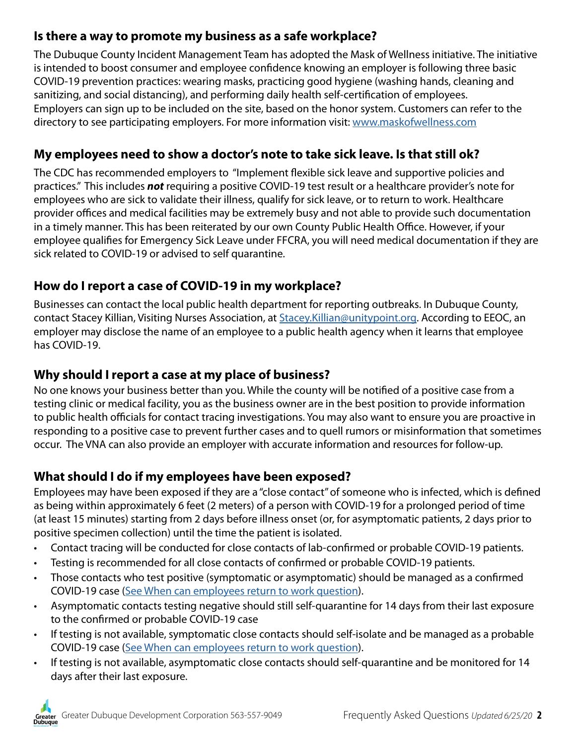### Is there a way to promote my business as a safe workplace?

The Dubuque County Incident Management Team has adopted the Mask of Wellness initiative. The initiative is intended to boost consumer and employee confidence knowing an employer is following three basic COVID-19 prevention practices: wearing masks, practicing good hygiene (washing hands, cleaning and sanitizing, and social distancing), and performing daily health self-certification of employees. Employers can sign up to be included on the site, based on the honor system. Customers can refer to the directory to see participating employers. For more information visit: [www.maskofwellness.com](http://www.maskofwellness.com)

### My employees need to show a doctor's note to take sick leave. Is that still ok?

The CDC has recommended employers to "Implement flexible sick leave and supportive policies and practices." This includes ***not*** requiring a positive COVID-19 test result or a healthcare provider's note for employees who are sick to validate their illness, qualify for sick leave, or to return to work. Healthcare provider offices and medical facilities may be extremely busy and not able to provide such documentation in a timely manner. This has been reiterated by our own County Public Health Office. However, if your employee qualifies for Emergency Sick Leave under FFCRA, you will need medical documentation if they are sick related to COVID-19 or advised to self quarantine.

### How do I report a case of COVID-19 in my workplace?

Businesses can contact the local public health department for reporting outbreaks. In Dubuque County, contact Stacey Killian, Visiting Nurses Association, at [Stacey.Killian@unitypoint.org](mailto:Stacey.Killian@unitypoint.org). According to EEOC, an employer may disclose the name of an employee to a public health agency when it learns that employee has COVID-19.

### Why should I report a case at my place of business?

No one knows your business better than you. While the county will be notified of a positive case from a testing clinic or medical facility, you as the business owner are in the best position to provide information to public health officials for contact tracing investigations. You may also want to ensure you are proactive in responding to a positive case to prevent further cases and to quell rumors or misinformation that sometimes occur. The VNA can also provide an employer with accurate information and resources for follow-up.

### What should I do if my employees have been exposed?

Employees may have been exposed if they are a "close contact" of someone who is infected, which is defined as being within approximately 6 feet (2 meters) of a person with COVID-19 for a prolonged period of time (at least 15 minutes) starting from 2 days before illness onset (or, for asymptomatic patients, 2 days prior to positive specimen collection) until the time the patient is isolated.

- Contact tracing will be conducted for close contacts of lab-confirmed or probable COVID-19 patients.
- Testing is recommended for all close contacts of confirmed or probable COVID-19 patients.
- Those contacts who test positive (symptomatic or asymptomatic) should be managed as a confirmed COVID-19 case (See When can employees return to work question).
- Asymptomatic contacts testing negative should still self-quarantine for 14 days from their last exposure to the confirmed or probable COVID-19 case
- If testing is not available, symptomatic close contacts should self-isolate and be managed as a probable COVID-19 case (See When can employees return to work question).
- If testing is not available, asymptomatic close contacts should self-quarantine and be monitored for 14 days after their last exposure.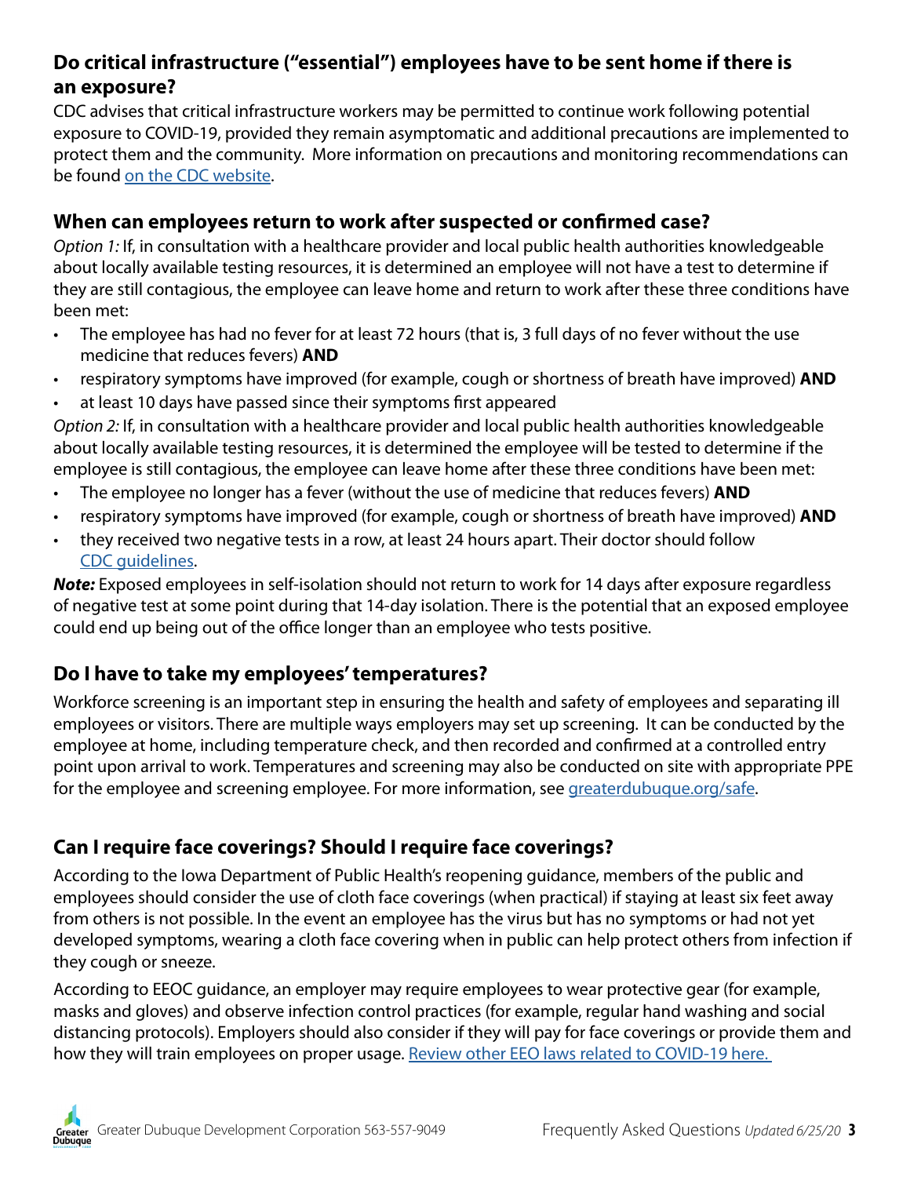### Do critical infrastructure ("essential") employees have to be sent home if there is an exposure?

CDC advises that critical infrastructure workers may be permitted to continue work following potential exposure to COVID-19, provided they remain asymptomatic and additional precautions are implemented to protect them and the community. More information on precautions and monitoring recommendations can be found on the CDC website.

### When can employees return to work after suspected or confirmed case?

*Option 1:* If, in consultation with a healthcare provider and local public health authorities knowledgeable about locally available testing resources, it is determined an employee will not have a test to determine if they are still contagious, the employee can leave home and return to work after these three conditions have been met:

- The employee has had no fever for at least 72 hours (that is, 3 full days of no fever without the use medicine that reduces fevers) **AND**
- respiratory symptoms have improved (for example, cough or shortness of breath have improved) **AND**
- at least 10 days have passed since their symptoms first appeared

*Option 2:* If, in consultation with a healthcare provider and local public health authorities knowledgeable about locally available testing resources, it is determined the employee will be tested to determine if the employee is still contagious, the employee can leave home after these three conditions have been met:

- The employee no longer has a fever (without the use of medicine that reduces fevers) **AND**
- respiratory symptoms have improved (for example, cough or shortness of breath have improved) **AND**
- they received two negative tests in a row, at least 24 hours apart. Their doctor should follow CDC guidelines.

***Note:*** Exposed employees in self-isolation should not return to work for 14 days after exposure regardless of negative test at some point during that 14-day isolation. There is the potential that an exposed employee could end up being out of the office longer than an employee who tests positive.

### Do I have to take my employees' temperatures?

Workforce screening is an important step in ensuring the health and safety of employees and separating ill employees or visitors. There are multiple ways employers may set up screening. It can be conducted by the employee at home, including temperature check, and then recorded and confirmed at a controlled entry point upon arrival to work. Temperatures and screening may also be conducted on site with appropriate PPE for the employee and screening employee. For more information, see greaterdubuque.org/safe.

### Can I require face coverings? Should I require face coverings?

According to the Iowa Department of Public Health's reopening guidance, members of the public and employees should consider the use of cloth face coverings (when practical) if staying at least six feet away from others is not possible. In the event an employee has the virus but has no symptoms or had not yet developed symptoms, wearing a cloth face covering when in public can help protect others from infection if they cough or sneeze.

According to EEOC guidance, an employer may require employees to wear protective gear (for example, masks and gloves) and observe infection control practices (for example, regular hand washing and social distancing protocols). Employers should also consider if they will pay for face coverings or provide them and how they will train employees on proper usage. Review other EEO laws related to COVID-19 here.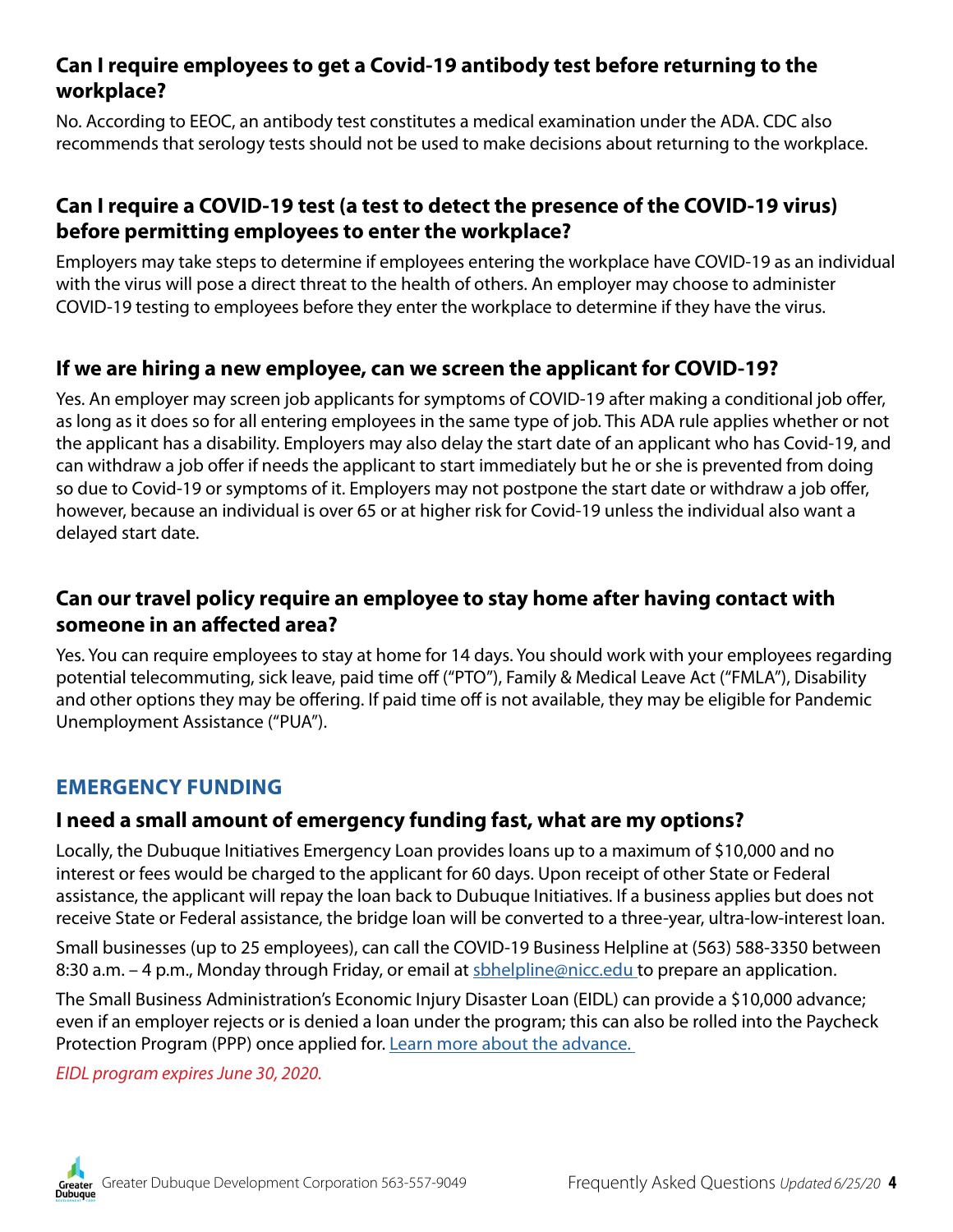### Can I require employees to get a Covid-19 antibody test before returning to the workplace?

No. According to EEOC, an antibody test constitutes a medical examination under the ADA. CDC also recommends that serology tests should not be used to make decisions about returning to the workplace.

### Can I require a COVID-19 test (a test to detect the presence of the COVID-19 virus) before permitting employees to enter the workplace?

Employers may take steps to determine if employees entering the workplace have COVID-19 as an individual with the virus will pose a direct threat to the health of others. An employer may choose to administer COVID-19 testing to employees before they enter the workplace to determine if they have the virus.

### If we are hiring a new employee, can we screen the applicant for COVID-19?

Yes. An employer may screen job applicants for symptoms of COVID-19 after making a conditional job offer, as long as it does so for all entering employees in the same type of job. This ADA rule applies whether or not the applicant has a disability. Employers may also delay the start date of an applicant who has Covid-19, and can withdraw a job offer if needs the applicant to start immediately but he or she is prevented from doing so due to Covid-19 or symptoms of it. Employers may not postpone the start date or withdraw a job offer, however, because an individual is over 65 or at higher risk for Covid-19 unless the individual also want a delayed start date.

### Can our travel policy require an employee to stay home after having contact with someone in an affected area?

Yes. You can require employees to stay at home for 14 days. You should work with your employees regarding potential telecommuting, sick leave, paid time off ("PTO"), Family & Medical Leave Act ("FMLA"), Disability and other options they may be offering. If paid time off is not available, they may be eligible for Pandemic Unemployment Assistance ("PUA").

## EMERGENCY FUNDING

### I need a small amount of emergency funding fast, what are my options?

Locally, the Dubuque Initiatives Emergency Loan provides loans up to a maximum of $10,000 and no interest or fees would be charged to the applicant for 60 days. Upon receipt of other State or Federal assistance, the applicant will repay the loan back to Dubuque Initiatives. If a business applies but does not receive State or Federal assistance, the bridge loan will be converted to a three-year, ultra-low-interest loan.

Small businesses (up to 25 employees), can call the COVID-19 Business Helpline at (563) 588-3350 between 8:30 a.m. – 4 p.m., Monday through Friday, or email at sbhelpline@nicc.edu to prepare an application.

The Small Business Administration's Economic Injury Disaster Loan (EIDL) can provide a $10,000 advance; even if an employer rejects or is denied a loan under the program; this can also be rolled into the Paycheck Protection Program (PPP) once applied for. Learn more about the advance.

*EIDL program expires June 30, 2020.*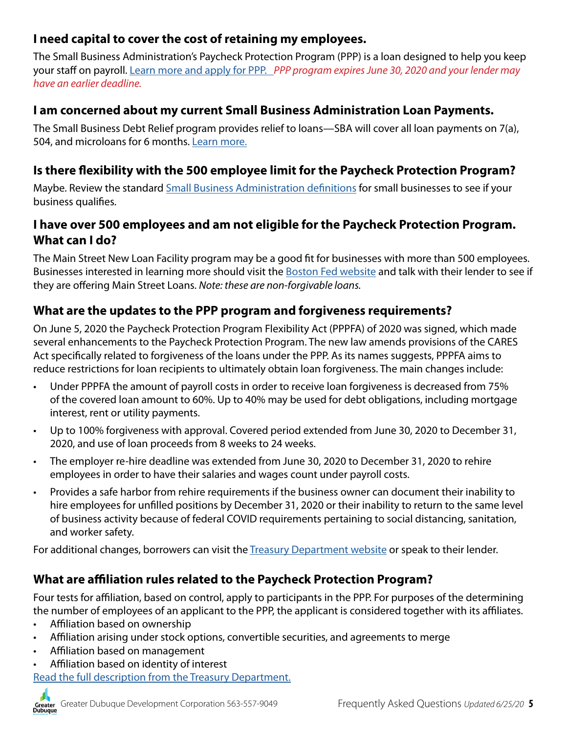## I need capital to cover the cost of retaining my employees.

The Small Business Administration's Paycheck Protection Program (PPP) is a loan designed to help you keep your staff on payroll. Learn more and apply for PPP. *PPP program expires June 30, 2020 and your lender may have an earlier deadline.*

## I am concerned about my current Small Business Administration Loan Payments.

The Small Business Debt Relief program provides relief to loans—SBA will cover all loan payments on 7(a), 504, and microloans for 6 months. Learn more.

## Is there flexibility with the 500 employee limit for the Paycheck Protection Program?

Maybe. Review the standard Small Business Administration definitions for small businesses to see if your business qualifies.

## I have over 500 employees and am not eligible for the Paycheck Protection Program. What can I do?

The Main Street New Loan Facility program may be a good fit for businesses with more than 500 employees. Businesses interested in learning more should visit the Boston Fed website and talk with their lender to see if they are offering Main Street Loans. *Note: these are non-forgivable loans.*

## What are the updates to the PPP program and forgiveness requirements?

On June 5, 2020 the Paycheck Protection Program Flexibility Act (PPPFA) of 2020 was signed, which made several enhancements to the Paycheck Protection Program. The new law amends provisions of the CARES Act specifically related to forgiveness of the loans under the PPP. As its names suggests, PPPFA aims to reduce restrictions for loan recipients to ultimately obtain loan forgiveness. The main changes include:

- Under PPPFA the amount of payroll costs in order to receive loan forgiveness is decreased from 75% of the covered loan amount to 60%. Up to 40% may be used for debt obligations, including mortgage interest, rent or utility payments.
- Up to 100% forgiveness with approval. Covered period extended from June 30, 2020 to December 31, 2020, and use of loan proceeds from 8 weeks to 24 weeks.
- The employer re-hire deadline was extended from June 30, 2020 to December 31, 2020 to rehire employees in order to have their salaries and wages count under payroll costs.
- Provides a safe harbor from rehire requirements if the business owner can document their inability to hire employees for unfilled positions by December 31, 2020 or their inability to return to the same level of business activity because of federal COVID requirements pertaining to social distancing, sanitation, and worker safety.

For additional changes, borrowers can visit the Treasury Department website or speak to their lender.

## What are affiliation rules related to the Paycheck Protection Program?

Four tests for affiliation, based on control, apply to participants in the PPP. For purposes of the determining the number of employees of an applicant to the PPP, the applicant is considered together with its affiliates.

- Affiliation based on ownership
- Affiliation arising under stock options, convertible securities, and agreements to merge
- Affiliation based on management
- Affiliation based on identity of interest

Read the full description from the Treasury Department.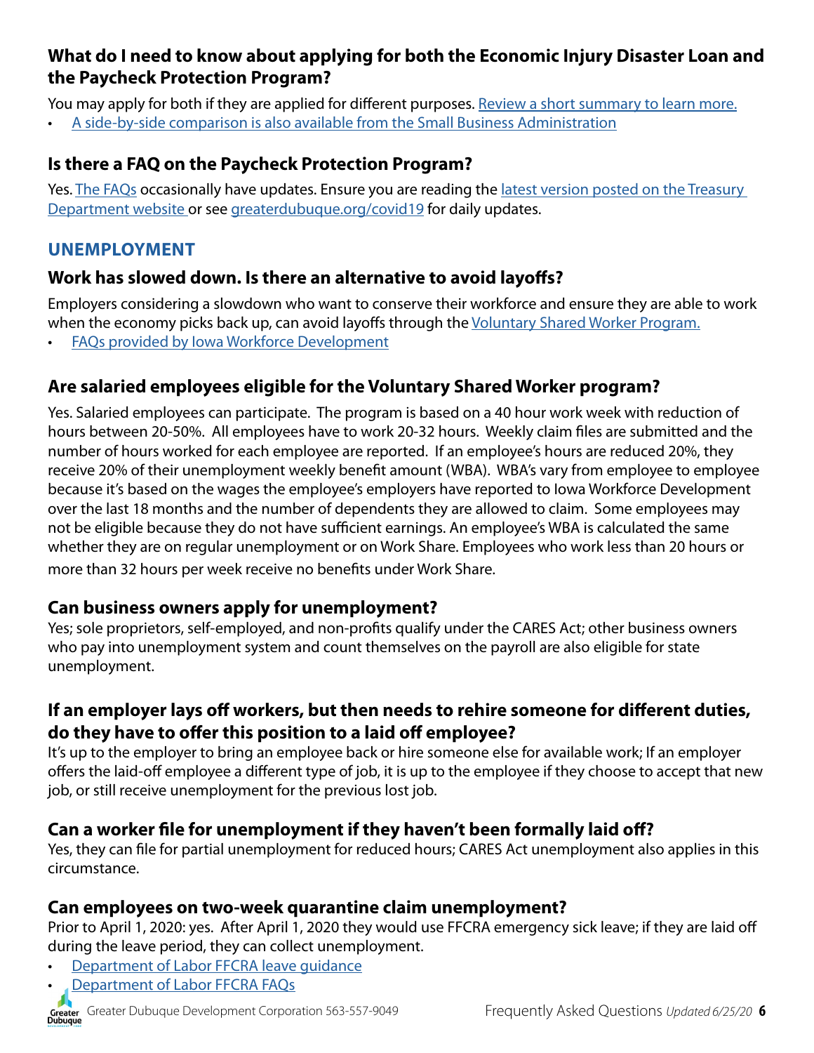### What do I need to know about applying for both the Economic Injury Disaster Loan and the Paycheck Protection Program?

You may apply for both if they are applied for different purposes. Review a short summary to learn more.

- A side-by-side comparison is also available from the Small Business Administration

### Is there a FAQ on the Paycheck Protection Program?

Yes. The FAQs occasionally have updates. Ensure you are reading the latest version posted on the Treasury Department website or see greaterdubuque.org/covid19 for daily updates.

## UNEMPLOYMENT

### Work has slowed down. Is there an alternative to avoid layoffs?

Employers considering a slowdown who want to conserve their workforce and ensure they are able to work when the economy picks back up, can avoid layoffs through the Voluntary Shared Worker Program.

- FAQs provided by Iowa Workforce Development

### Are salaried employees eligible for the Voluntary Shared Worker program?

Yes. Salaried employees can participate. The program is based on a 40 hour work week with reduction of hours between 20-50%. All employees have to work 20-32 hours. Weekly claim files are submitted and the number of hours worked for each employee are reported. If an employee's hours are reduced 20%, they receive 20% of their unemployment weekly benefit amount (WBA). WBA's vary from employee to employee because it's based on the wages the employee's employers have reported to Iowa Workforce Development over the last 18 months and the number of dependents they are allowed to claim. Some employees may not be eligible because they do not have sufficient earnings. An employee's WBA is calculated the same whether they are on regular unemployment or on Work Share. Employees who work less than 20 hours or more than 32 hours per week receive no benefits under Work Share.

### Can business owners apply for unemployment?

Yes; sole proprietors, self-employed, and non-profits qualify under the CARES Act; other business owners who pay into unemployment system and count themselves on the payroll are also eligible for state unemployment.

### If an employer lays off workers, but then needs to rehire someone for different duties, do they have to offer this position to a laid off employee?

It's up to the employer to bring an employee back or hire someone else for available work; If an employer offers the laid-off employee a different type of job, it is up to the employee if they choose to accept that new job, or still receive unemployment for the previous lost job.

### Can a worker file for unemployment if they haven't been formally laid off?

Yes, they can file for partial unemployment for reduced hours; CARES Act unemployment also applies in this circumstance.

### Can employees on two-week quarantine claim unemployment?

Prior to April 1, 2020: yes. After April 1, 2020 they would use FFCRA emergency sick leave; if they are laid off during the leave period, they can collect unemployment.

- Department of Labor FFCRA leave guidance
- Department of Labor FFCRA FAQs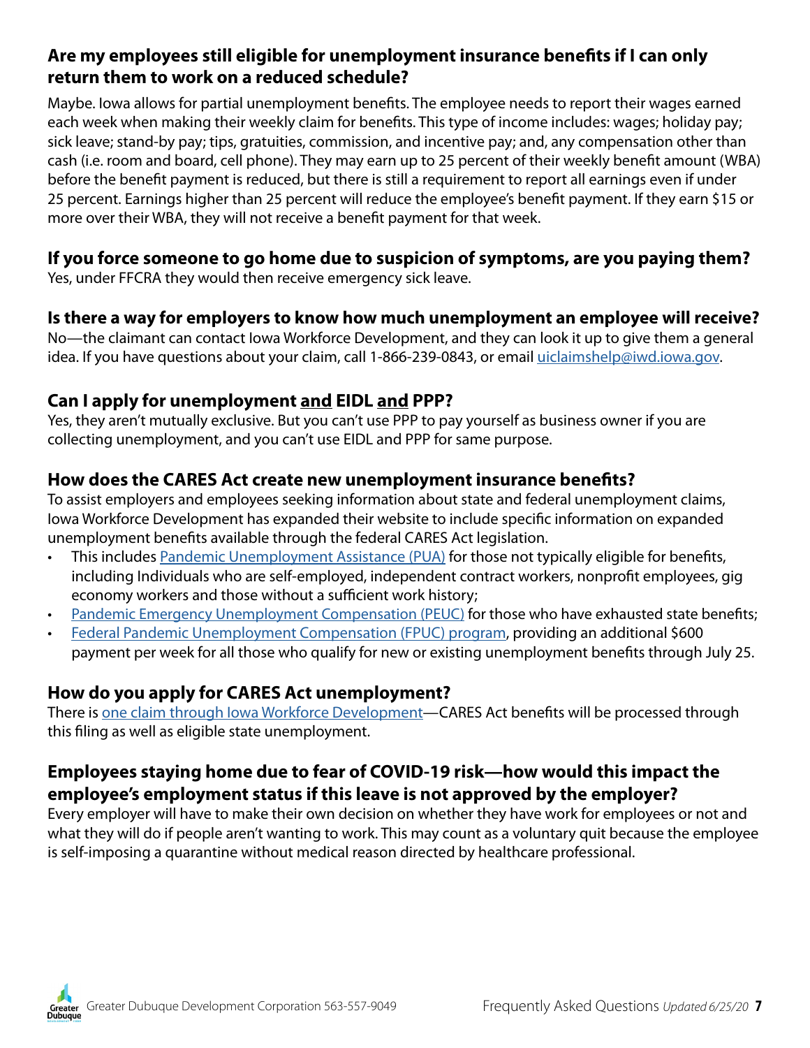## Are my employees still eligible for unemployment insurance benefits if I can only return them to work on a reduced schedule?

Maybe. Iowa allows for partial unemployment benefits. The employee needs to report their wages earned each week when making their weekly claim for benefits. This type of income includes: wages; holiday pay; sick leave; stand-by pay; tips, gratuities, commission, and incentive pay; and, any compensation other than cash (i.e. room and board, cell phone). They may earn up to 25 percent of their weekly benefit amount (WBA) before the benefit payment is reduced, but there is still a requirement to report all earnings even if under 25 percent. Earnings higher than 25 percent will reduce the employee's benefit payment. If they earn $15 or more over their WBA, they will not receive a benefit payment for that week.

## If you force someone to go home due to suspicion of symptoms, are you paying them?

Yes, under FFCRA they would then receive emergency sick leave.

## Is there a way for employers to know how much unemployment an employee will receive?

No—the claimant can contact Iowa Workforce Development, and they can look it up to give them a general idea. If you have questions about your claim, call 1-866-239-0843, or email uiclaimshelp@iwd.iowa.gov.

## Can I apply for unemployment and EIDL and PPP?

Yes, they aren't mutually exclusive. But you can't use PPP to pay yourself as business owner if you are collecting unemployment, and you can't use EIDL and PPP for same purpose.

## How does the CARES Act create new unemployment insurance benefits?

To assist employers and employees seeking information about state and federal unemployment claims, Iowa Workforce Development has expanded their website to include specific information on expanded unemployment benefits available through the federal CARES Act legislation.

- This includes Pandemic Unemployment Assistance (PUA) for those not typically eligible for benefits, including Individuals who are self-employed, independent contract workers, nonprofit employees, gig economy workers and those without a sufficient work history;
- Pandemic Emergency Unemployment Compensation (PEUC) for those who have exhausted state benefits;
- Federal Pandemic Unemployment Compensation (FPUC) program, providing an additional $600 payment per week for all those who qualify for new or existing unemployment benefits through July 25.

## How do you apply for CARES Act unemployment?

There is one claim through Iowa Workforce Development—CARES Act benefits will be processed through this filing as well as eligible state unemployment.

## Employees staying home due to fear of COVID-19 risk—how would this impact the employee's employment status if this leave is not approved by the employer?

Every employer will have to make their own decision on whether they have work for employees or not and what they will do if people aren't wanting to work. This may count as a voluntary quit because the employee is self-imposing a quarantine without medical reason directed by healthcare professional.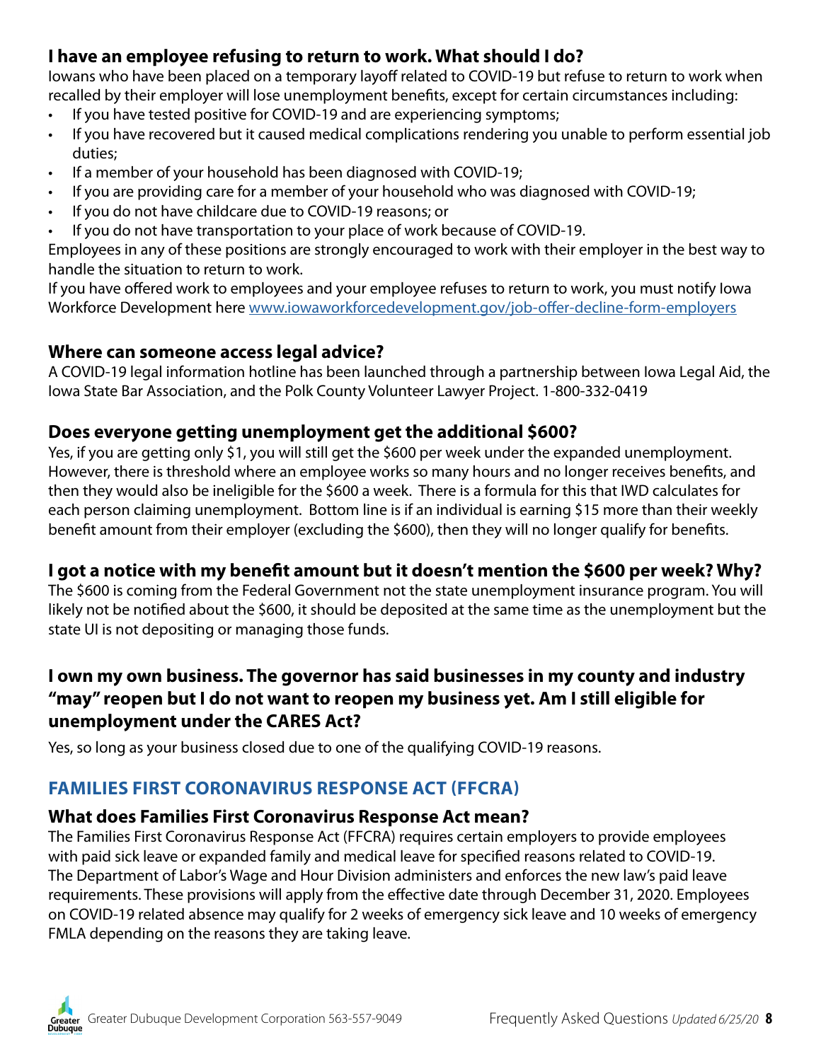### I have an employee refusing to return to work. What should I do?

Iowans who have been placed on a temporary layoff related to COVID-19 but refuse to return to work when recalled by their employer will lose unemployment benefits, except for certain circumstances including:

- If you have tested positive for COVID-19 and are experiencing symptoms;
- If you have recovered but it caused medical complications rendering you unable to perform essential job duties;
- If a member of your household has been diagnosed with COVID-19;
- If you are providing care for a member of your household who was diagnosed with COVID-19;
- If you do not have childcare due to COVID-19 reasons; or
- If you do not have transportation to your place of work because of COVID-19.

Employees in any of these positions are strongly encouraged to work with their employer in the best way to handle the situation to return to work.

If you have offered work to employees and your employee refuses to return to work, you must notify Iowa Workforce Development here [www.iowaworkforcedevelopment.gov/job-offer-decline-form-employers](http://www.iowaworkforcedevelopment.gov/job-offer-decline-form-employers)

### Where can someone access legal advice?

A COVID-19 legal information hotline has been launched through a partnership between Iowa Legal Aid, the Iowa State Bar Association, and the Polk County Volunteer Lawyer Project. 1-800-332-0419

### Does everyone getting unemployment get the additional $600?

Yes, if you are getting only $1, you will still get the $600 per week under the expanded unemployment. However, there is threshold where an employee works so many hours and no longer receives benefits, and then they would also be ineligible for the $600 a week. There is a formula for this that IWD calculates for each person claiming unemployment. Bottom line is if an individual is earning $15 more than their weekly benefit amount from their employer (excluding the $600), then they will no longer qualify for benefits.

### I got a notice with my benefit amount but it doesn't mention the $600 per week? Why?

The $600 is coming from the Federal Government not the state unemployment insurance program. You will likely not be notified about the $600, it should be deposited at the same time as the unemployment but the state UI is not depositing or managing those funds.

### I own my own business. The governor has said businesses in my county and industry "may" reopen but I do not want to reopen my business yet. Am I still eligible for unemployment under the CARES Act?

Yes, so long as your business closed due to one of the qualifying COVID-19 reasons.

## FAMILIES FIRST CORONAVIRUS RESPONSE ACT (FFCRA)

### What does Families First Coronavirus Response Act mean?

The Families First Coronavirus Response Act (FFCRA) requires certain employers to provide employees with paid sick leave or expanded family and medical leave for specified reasons related to COVID-19. The Department of Labor's Wage and Hour Division administers and enforces the new law's paid leave requirements. These provisions will apply from the effective date through December 31, 2020. Employees on COVID-19 related absence may qualify for 2 weeks of emergency sick leave and 10 weeks of emergency FMLA depending on the reasons they are taking leave.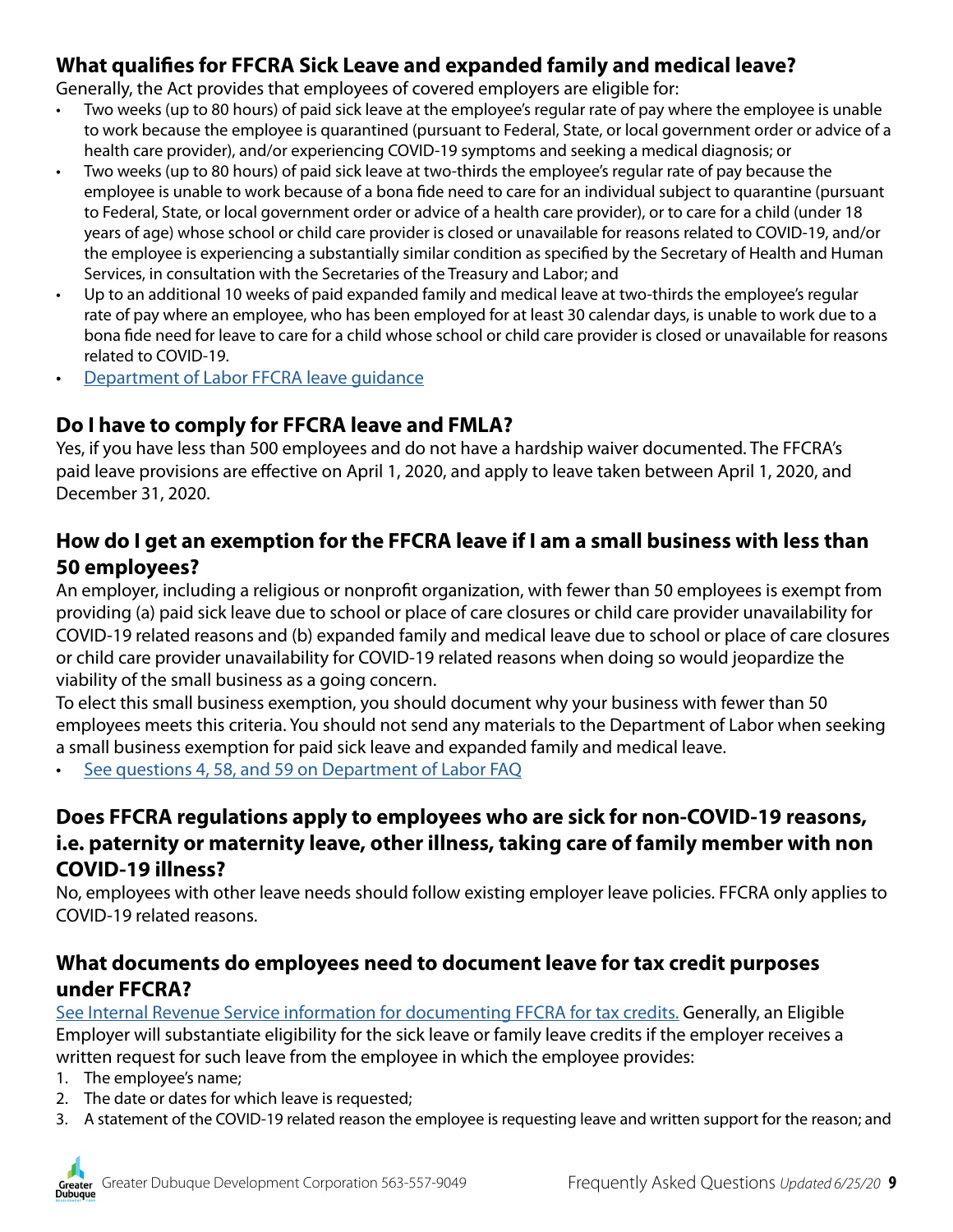### What qualifies for FFCRA Sick Leave and expanded family and medical leave?

Generally, the Act provides that employees of covered employers are eligible for:

- Two weeks (up to 80 hours) of paid sick leave at the employee's regular rate of pay where the employee is unable to work because the employee is quarantined (pursuant to Federal, State, or local government order or advice of a health care provider), and/or experiencing COVID-19 symptoms and seeking a medical diagnosis; or
- Two weeks (up to 80 hours) of paid sick leave at two-thirds the employee's regular rate of pay because the employee is unable to work because of a bona fide need to care for an individual subject to quarantine (pursuant to Federal, State, or local government order or advice of a health care provider), or to care for a child (under 18 years of age) whose school or child care provider is closed or unavailable for reasons related to COVID-19, and/or the employee is experiencing a substantially similar condition as specified by the Secretary of Health and Human Services, in consultation with the Secretaries of the Treasury and Labor; and
- Up to an additional 10 weeks of paid expanded family and medical leave at two-thirds the employee's regular rate of pay where an employee, who has been employed for at least 30 calendar days, is unable to work due to a bona fide need for leave to care for a child whose school or child care provider is closed or unavailable for reasons related to COVID-19.
- Department of Labor FFCRA leave guidance

### Do I have to comply for FFCRA leave and FMLA?

Yes, if you have less than 500 employees and do not have a hardship waiver documented. The FFCRA's paid leave provisions are effective on April 1, 2020, and apply to leave taken between April 1, 2020, and December 31, 2020.

### How do I get an exemption for the FFCRA leave if I am a small business with less than 50 employees?

An employer, including a religious or nonprofit organization, with fewer than 50 employees is exempt from providing (a) paid sick leave due to school or place of care closures or child care provider unavailability for COVID-19 related reasons and (b) expanded family and medical leave due to school or place of care closures or child care provider unavailability for COVID-19 related reasons when doing so would jeopardize the viability of the small business as a going concern.

To elect this small business exemption, you should document why your business with fewer than 50 employees meets this criteria. You should not send any materials to the Department of Labor when seeking a small business exemption for paid sick leave and expanded family and medical leave.

- See questions 4, 58, and 59 on Department of Labor FAQ

### Does FFCRA regulations apply to employees who are sick for non-COVID-19 reasons, i.e. paternity or maternity leave, other illness, taking care of family member with non COVID-19 illness?

No, employees with other leave needs should follow existing employer leave policies. FFCRA only applies to COVID-19 related reasons.

### What documents do employees need to document leave for tax credit purposes under FFCRA?

See Internal Revenue Service information for documenting FFCRA for tax credits. Generally, an Eligible Employer will substantiate eligibility for the sick leave or family leave credits if the employer receives a written request for such leave from the employee in which the employee provides:

1. The employee's name;
2. The date or dates for which leave is requested;
3. A statement of the COVID-19 related reason the employee is requesting leave and written support for the reason; and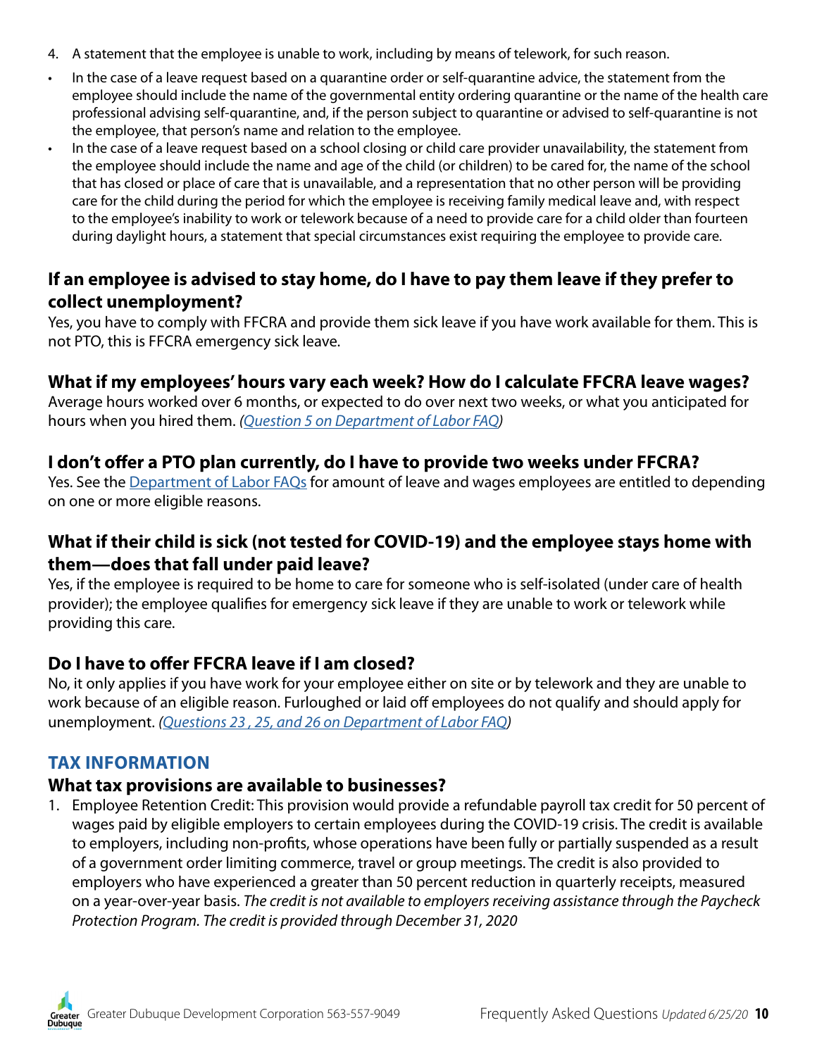4. A statement that the employee is unable to work, including by means of telework, for such reason.

- In the case of a leave request based on a quarantine order or self-quarantine advice, the statement from the employee should include the name of the governmental entity ordering quarantine or the name of the health care professional advising self-quarantine, and, if the person subject to quarantine or advised to self-quarantine is not the employee, that person's name and relation to the employee.
- In the case of a leave request based on a school closing or child care provider unavailability, the statement from the employee should include the name and age of the child (or children) to be cared for, the name of the school that has closed or place of care that is unavailable, and a representation that no other person will be providing care for the child during the period for which the employee is receiving family medical leave and, with respect to the employee's inability to work or telework because of a need to provide care for a child older than fourteen during daylight hours, a statement that special circumstances exist requiring the employee to provide care.

### If an employee is advised to stay home, do I have to pay them leave if they prefer to collect unemployment?

Yes, you have to comply with FFCRA and provide them sick leave if you have work available for them. This is not PTO, this is FFCRA emergency sick leave.

### What if my employees' hours vary each week? How do I calculate FFCRA leave wages?

Average hours worked over 6 months, or expected to do over next two weeks, or what you anticipated for hours when you hired them. *(Question 5 on Department of Labor FAQ)*

### I don't offer a PTO plan currently, do I have to provide two weeks under FFCRA?

Yes. See the Department of Labor FAQs for amount of leave and wages employees are entitled to depending on one or more eligible reasons.

### What if their child is sick (not tested for COVID-19) and the employee stays home with them—does that fall under paid leave?

Yes, if the employee is required to be home to care for someone who is self-isolated (under care of health provider); the employee qualifies for emergency sick leave if they are unable to work or telework while providing this care.

### Do I have to offer FFCRA leave if I am closed?

No, it only applies if you have work for your employee either on site or by telework and they are unable to work because of an eligible reason. Furloughed or laid off employees do not qualify and should apply for unemployment. *(Questions 23 , 25, and 26 on Department of Labor FAQ)*

## TAX INFORMATION

### What tax provisions are available to businesses?

1. Employee Retention Credit: This provision would provide a refundable payroll tax credit for 50 percent of wages paid by eligible employers to certain employees during the COVID-19 crisis. The credit is available to employers, including non-profits, whose operations have been fully or partially suspended as a result of a government order limiting commerce, travel or group meetings. The credit is also provided to employers who have experienced a greater than 50 percent reduction in quarterly receipts, measured on a year-over-year basis. *The credit is not available to employers receiving assistance through the Paycheck Protection Program. The credit is provided through December 31, 2020*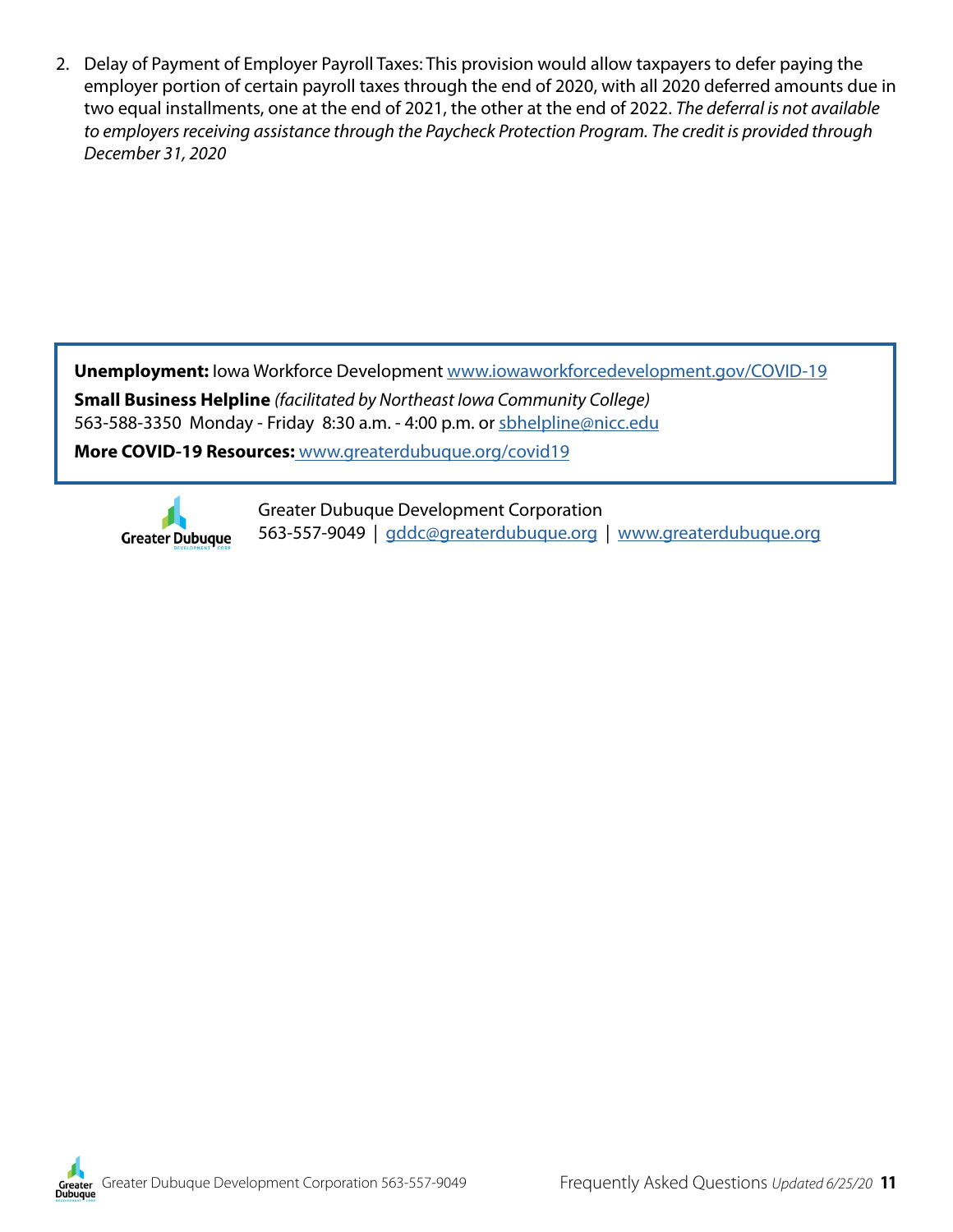2. Delay of Payment of Employer Payroll Taxes: This provision would allow taxpayers to defer paying the employer portion of certain payroll taxes through the end of 2020, with all 2020 deferred amounts due in two equal installments, one at the end of 2021, the other at the end of 2022. *The deferral is not available to employers receiving assistance through the Paycheck Protection Program. The credit is provided through December 31, 2020*

**Unemployment:** Iowa Workforce Development www.iowaworkforcedevelopment.gov/COVID-19

**Small Business Helpline** *(facilitated by Northeast Iowa Community College)*
563-588-3350 Monday - Friday 8:30 a.m. - 4:00 p.m. or sbhelpline@nicc.edu

**More COVID-19 Resources:** www.greaterdubuque.org/covid19

Greater Dubuque Development Corporation
563-557-9049 | gddc@greaterdubuque.org | www.greaterdubuque.org